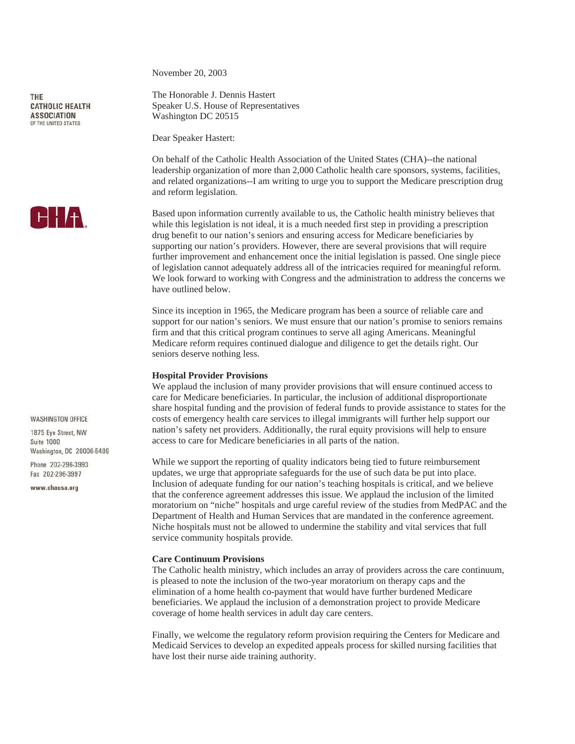THE CATHOLIC HEALTH ASSOCIATION OF THE UNITED STATES

WASHINGTON OFFICE

1875 Eye Street, NW
Suite 1000
Washington, DC 20006-5409

Phone 202-296-3993
Fax 202-296-3997

www.chausa.org

November 20, 2003

The Honorable J. Dennis Hastert
Speaker U.S. House of Representatives
Washington DC 20515

Dear Speaker Hastert:

On behalf of the Catholic Health Association of the United States (CHA)--the national leadership organization of more than 2,000 Catholic health care sponsors, systems, facilities, and related organizations--I am writing to urge you to support the Medicare prescription drug and reform legislation.

Based upon information currently available to us, the Catholic health ministry believes that while this legislation is not ideal, it is a much needed first step in providing a prescription drug benefit to our nation's seniors and ensuring access for Medicare beneficiaries by supporting our nation's providers. However, there are several provisions that will require further improvement and enhancement once the initial legislation is passed. One single piece of legislation cannot adequately address all of the intricacies required for meaningful reform. We look forward to working with Congress and the administration to address the concerns we have outlined below.

Since its inception in 1965, the Medicare program has been a source of reliable care and support for our nation's seniors. We must ensure that our nation's promise to seniors remains firm and that this critical program continues to serve all aging Americans. Meaningful Medicare reform requires continued dialogue and diligence to get the details right. Our seniors deserve nothing less.

**Hospital Provider Provisions**

We applaud the inclusion of many provider provisions that will ensure continued access to care for Medicare beneficiaries. In particular, the inclusion of additional disproportionate share hospital funding and the provision of federal funds to provide assistance to states for the costs of emergency health care services to illegal immigrants will further help support our nation's safety net providers. Additionally, the rural equity provisions will help to ensure access to care for Medicare beneficiaries in all parts of the nation.

While we support the reporting of quality indicators being tied to future reimbursement updates, we urge that appropriate safeguards for the use of such data be put into place. Inclusion of adequate funding for our nation's teaching hospitals is critical, and we believe that the conference agreement addresses this issue. We applaud the inclusion of the limited moratorium on "niche" hospitals and urge careful review of the studies from MedPAC and the Department of Health and Human Services that are mandated in the conference agreement. Niche hospitals must not be allowed to undermine the stability and vital services that full service community hospitals provide.

**Care Continuum Provisions**

The Catholic health ministry, which includes an array of providers across the care continuum, is pleased to note the inclusion of the two-year moratorium on therapy caps and the elimination of a home health co-payment that would have further burdened Medicare beneficiaries. We applaud the inclusion of a demonstration project to provide Medicare coverage of home health services in adult day care centers.

Finally, we welcome the regulatory reform provision requiring the Centers for Medicare and Medicaid Services to develop an expedited appeals process for skilled nursing facilities that have lost their nurse aide training authority.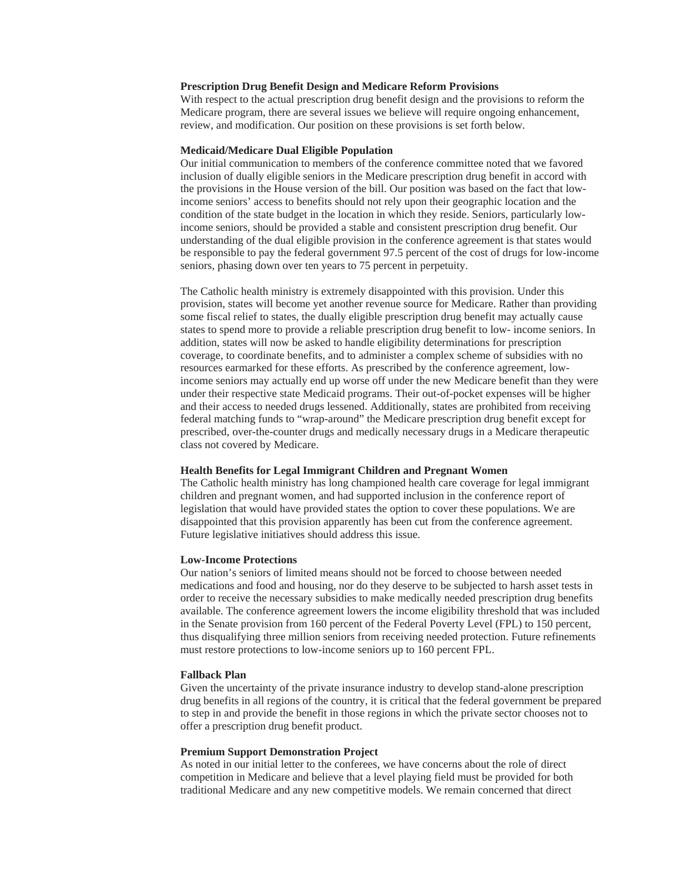**Prescription Drug Benefit Design and Medicare Reform Provisions**

With respect to the actual prescription drug benefit design and the provisions to reform the Medicare program, there are several issues we believe will require ongoing enhancement, review, and modification. Our position on these provisions is set forth below.

**Medicaid/Medicare Dual Eligible Population**

Our initial communication to members of the conference committee noted that we favored inclusion of dually eligible seniors in the Medicare prescription drug benefit in accord with the provisions in the House version of the bill. Our position was based on the fact that low-income seniors' access to benefits should not rely upon their geographic location and the condition of the state budget in the location in which they reside. Seniors, particularly low-income seniors, should be provided a stable and consistent prescription drug benefit. Our understanding of the dual eligible provision in the conference agreement is that states would be responsible to pay the federal government 97.5 percent of the cost of drugs for low-income seniors, phasing down over ten years to 75 percent in perpetuity.

The Catholic health ministry is extremely disappointed with this provision. Under this provision, states will become yet another revenue source for Medicare. Rather than providing some fiscal relief to states, the dually eligible prescription drug benefit may actually cause states to spend more to provide a reliable prescription drug benefit to low- income seniors. In addition, states will now be asked to handle eligibility determinations for prescription coverage, to coordinate benefits, and to administer a complex scheme of subsidies with no resources earmarked for these efforts. As prescribed by the conference agreement, low-income seniors may actually end up worse off under the new Medicare benefit than they were under their respective state Medicaid programs. Their out-of-pocket expenses will be higher and their access to needed drugs lessened. Additionally, states are prohibited from receiving federal matching funds to "wrap-around" the Medicare prescription drug benefit except for prescribed, over-the-counter drugs and medically necessary drugs in a Medicare therapeutic class not covered by Medicare.

**Health Benefits for Legal Immigrant Children and Pregnant Women**

The Catholic health ministry has long championed health care coverage for legal immigrant children and pregnant women, and had supported inclusion in the conference report of legislation that would have provided states the option to cover these populations. We are disappointed that this provision apparently has been cut from the conference agreement. Future legislative initiatives should address this issue.

**Low-Income Protections**

Our nation's seniors of limited means should not be forced to choose between needed medications and food and housing, nor do they deserve to be subjected to harsh asset tests in order to receive the necessary subsidies to make medically needed prescription drug benefits available. The conference agreement lowers the income eligibility threshold that was included in the Senate provision from 160 percent of the Federal Poverty Level (FPL) to 150 percent, thus disqualifying three million seniors from receiving needed protection. Future refinements must restore protections to low-income seniors up to 160 percent FPL.

**Fallback Plan**

Given the uncertainty of the private insurance industry to develop stand-alone prescription drug benefits in all regions of the country, it is critical that the federal government be prepared to step in and provide the benefit in those regions in which the private sector chooses not to offer a prescription drug benefit product.

**Premium Support Demonstration Project**

As noted in our initial letter to the conferees, we have concerns about the role of direct competition in Medicare and believe that a level playing field must be provided for both traditional Medicare and any new competitive models. We remain concerned that direct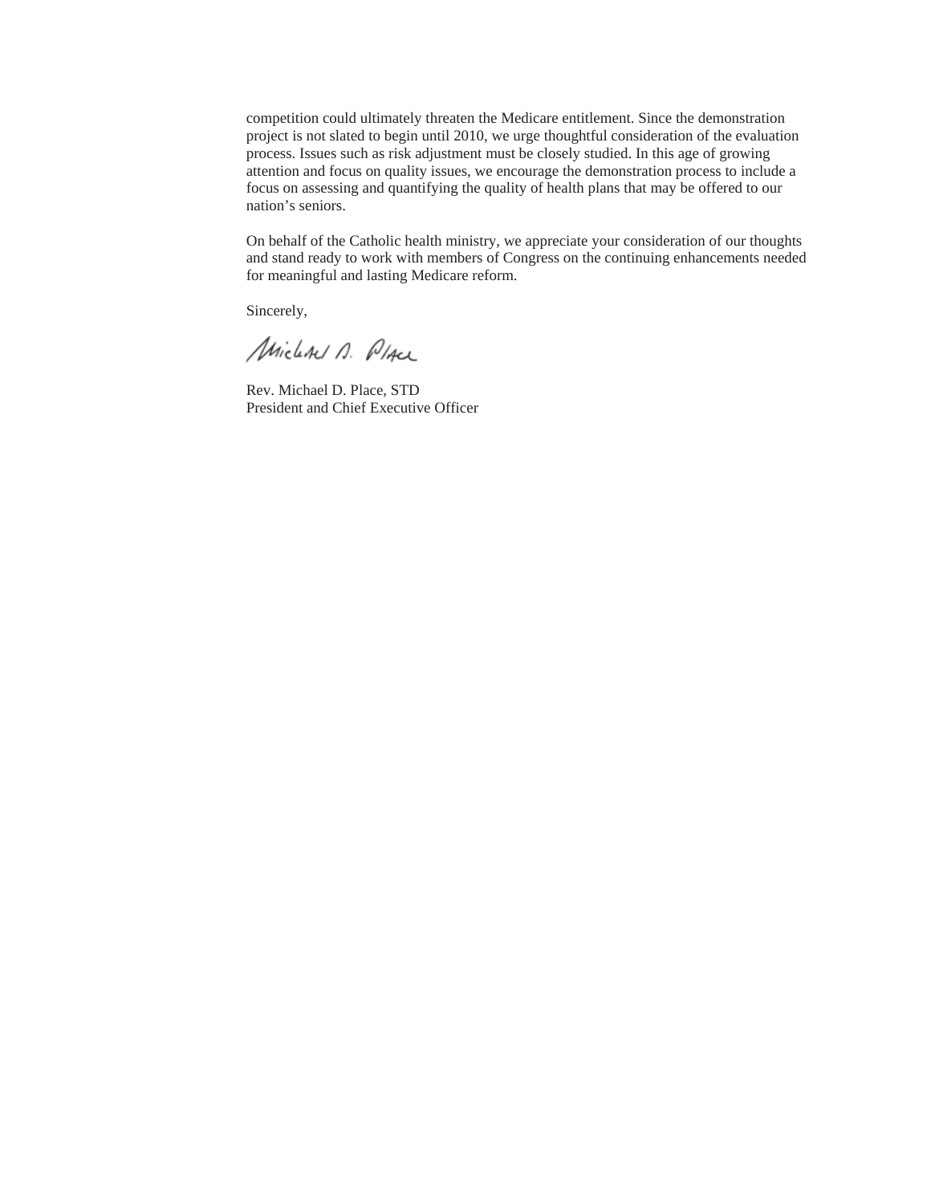competition could ultimately threaten the Medicare entitlement. Since the demonstration project is not slated to begin until 2010, we urge thoughtful consideration of the evaluation process. Issues such as risk adjustment must be closely studied. In this age of growing attention and focus on quality issues, we encourage the demonstration process to include a focus on assessing and quantifying the quality of health plans that may be offered to our nation's seniors.

On behalf of the Catholic health ministry, we appreciate your consideration of our thoughts and stand ready to work with members of Congress on the continuing enhancements needed for meaningful and lasting Medicare reform.

Sincerely,

Michael D. Place

Rev. Michael D. Place, STD
President and Chief Executive Officer